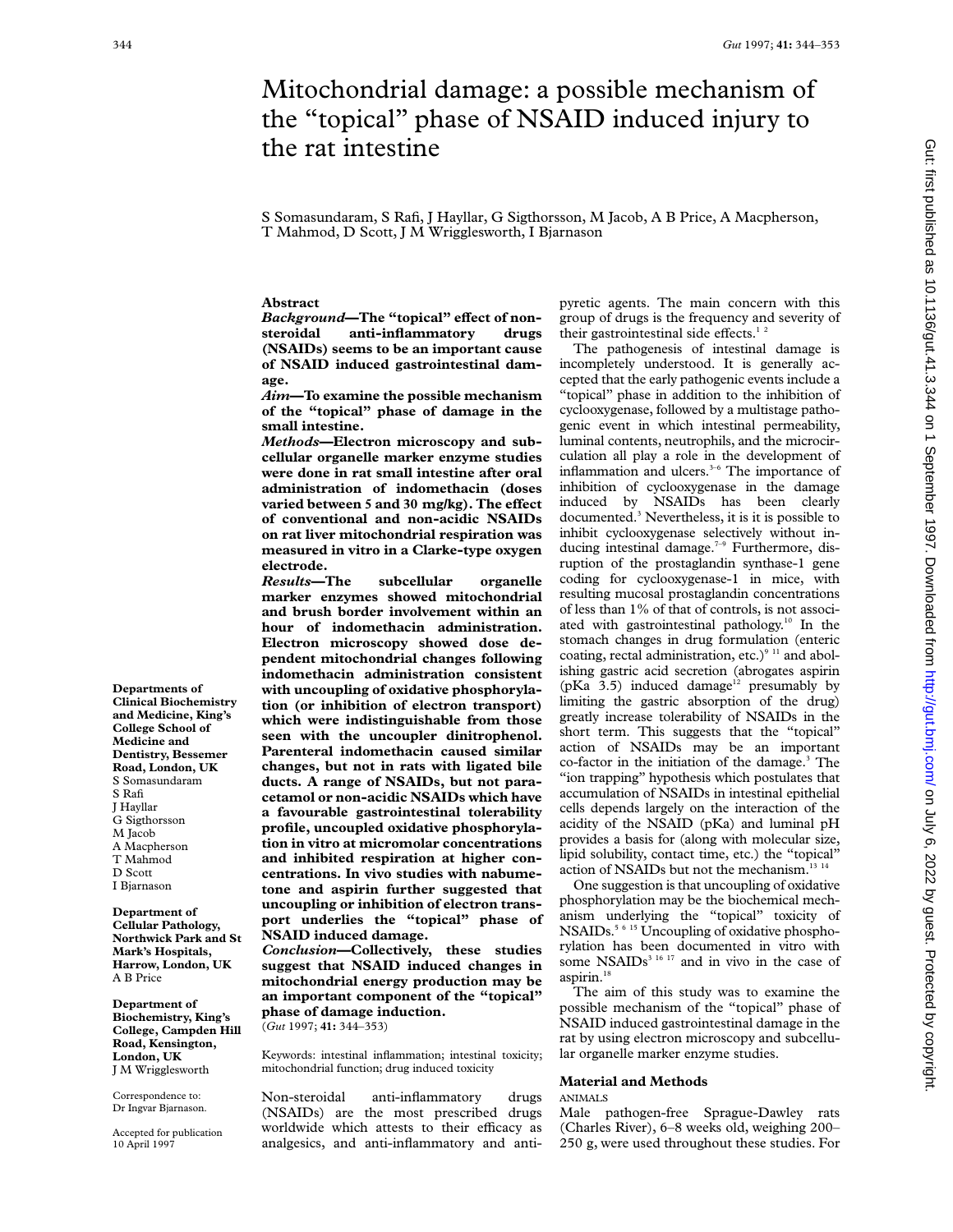# Mitochondrial damage: a possible mechanism of the "topical" phase of NSAID induced injury to the rat intestine

S Somasundaram, S Rafi, J Hayllar, G Sigthorsson, M Jacob, A B Price, A Macpherson, T Mahmod, D Scott, J M Wrigglesworth, I Bjarnason

Departments of Clinical Biochemistry and Medicine, King's College School of Medicine and Dentistry, Bessemer Road, London, UK
S Somasundaram
S Rafi
J Hayllar
G Sigthorsson
M Jacob
A Macpherson
T Mahmod
D Scott
I Bjarnason

Department of Cellular Pathology, Northwick Park and St Mark's Hospitals, Harrow, London, UK
A B Price

Department of Biochemistry, King's College, Campden Hill Road, Kensington, London, UK
J M Wrigglesworth

Correspondence to: Dr Ingvar Bjarnason.

Accepted for publication 10 April 1997

## Abstract

***Background*—The "topical" effect of non-steroidal anti-inflammatory drugs (NSAIDs) seems to be an important cause of NSAID induced gastrointestinal damage.**

***Aim*—To examine the possible mechanism of the "topical" phase of damage in the small intestine.**

***Methods*—Electron microscopy and subcellular organelle marker enzyme studies were done in rat small intestine after oral administration of indomethacin (doses varied between 5 and 30 mg/kg). The effect of conventional and non-acidic NSAIDs on rat liver mitochondrial respiration was measured in vitro in a Clarke-type oxygen electrode.**

***Results*—The subcellular organelle marker enzymes showed mitochondrial and brush border involvement within an hour of indomethacin administration. Electron microscopy showed dose dependent mitochondrial changes following indomethacin administration consistent with uncoupling of oxidative phosphorylation (or inhibition of electron transport) which were indistinguishable from those seen with the uncoupler dinitrophenol. Parenteral indomethacin caused similar changes, but not in rats with ligated bile ducts. A range of NSAIDs, but not paracetamol or non-acidic NSAIDs which have a favourable gastrointestinal tolerability profile, uncoupled oxidative phosphorylation in vitro at micromolar concentrations and inhibited respiration at higher concentrations. In vivo studies with nabumetone and aspirin further suggested that uncoupling or inhibition of electron transport underlies the "topical" phase of NSAID induced damage.**

***Conclusion*—Collectively, these studies suggest that NSAID induced changes in mitochondrial energy production may be an important component of the "topical" phase of damage induction.**

(*Gut* 1997; **41:** 344–353)

Keywords: intestinal inflammation; intestinal toxicity; mitochondrial function; drug induced toxicity

Non-steroidal anti-inflammatory drugs (NSAIDs) are the most prescribed drugs worldwide which attests to their efficacy as analgesics, and anti-inflammatory and antipyretic agents. The main concern with this group of drugs is the frequency and severity of their gastrointestinal side effects.[1 2]

The pathogenesis of intestinal damage is incompletely understood. It is generally accepted that the early pathogenic events include a "topical" phase in addition to the inhibition of cyclooxygenase, followed by a multistage pathogenic event in which intestinal permeability, luminal contents, neutrophils, and the microcirculation all play a role in the development of inflammation and ulcers.[3–6] The importance of inhibition of cyclooxygenase in the damage induced by NSAIDs has been clearly documented.[3] Nevertheless, it is it is possible to inhibit cyclooxygenase selectively without inducing intestinal damage.[7–9] Furthermore, disruption of the prostaglandin synthase-1 gene coding for cyclooxygenase-1 in mice, with resulting mucosal prostaglandin concentrations of less than 1% of that of controls, is not associated with gastrointestinal pathology.[10] In the stomach changes in drug formulation (enteric coating, rectal administration, etc.)[9 11] and abolishing gastric acid secretion (abrogates aspirin (pKa 3.5) induced damage[12] presumably by limiting the gastric absorption of the drug) greatly increase tolerability of NSAIDs in the short term. This suggests that the "topical" action of NSAIDs may be an important co-factor in the initiation of the damage.[3] The "ion trapping" hypothesis which postulates that accumulation of NSAIDs in intestinal epithelial cells depends largely on the interaction of the acidity of the NSAID (pKa) and luminal pH provides a basis for (along with molecular size, lipid solubility, contact time, etc.) the "topical" action of NSAIDs but not the mechanism.[13 14]

One suggestion is that uncoupling of oxidative phosphorylation may be the biochemical mechanism underlying the "topical" toxicity of NSAIDs.[5 6 15] Uncoupling of oxidative phosphorylation has been documented in vitro with some NSAIDs[3 16 17] and in vivo in the case of aspirin.[18]

The aim of this study was to examine the possible mechanism of the "topical" phase of NSAID induced gastrointestinal damage in the rat by using electron microscopy and subcellular organelle marker enzyme studies.

## Material and Methods

### ANIMALS

Male pathogen-free Sprague-Dawley rats (Charles River), 6–8 weeks old, weighing 200–250 g, were used throughout these studies. For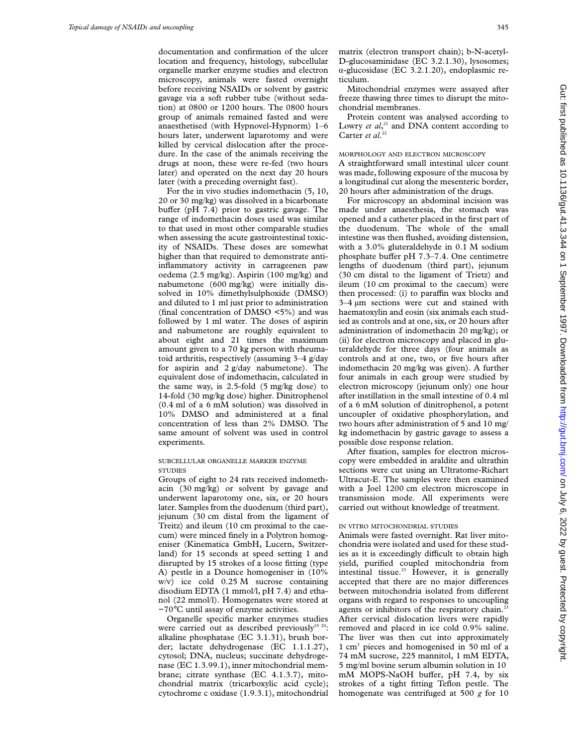documentation and confirmation of the ulcer location and frequency, histology, subcellular organelle marker enzyme studies and electron microscopy, animals were fasted overnight before receiving NSAIDs or solvent by gastric gavage via a soft rubber tube (without sedation) at 0800 or 1200 hours. The 0800 hours group of animals remained fasted and were anaesthetised (with Hypnovel-Hypnorm) 1–6 hours later, underwent laparotomy and were killed by cervical dislocation after the procedure. In the case of the animals receiving the drugs at noon, these were re-fed (two hours later) and operated on the next day 20 hours later (with a preceding overnight fast).

For the in vivo studies indomethacin (5, 10, 20 or 30 mg/kg) was dissolved in a bicarbonate buffer (pH 7.4) prior to gastric gavage. The range of indomethacin doses used was similar to that used in most other comparable studies when assessing the acute gastrointestinal toxicity of NSAIDs. These doses are somewhat higher than that required to demonstrate anti-inflammatory activity in carrageenen paw oedema (2.5 mg/kg). Aspirin (100 mg/kg) and nabumetone (600 mg/kg) were initially dissolved in 10% dimethylsulphoxide (DMSO) and diluted to 1 ml just prior to administration (final concentration of DMSO <5%) and was followed by 1 ml water. The doses of aspirin and nabumetone are roughly equivalent to about eight and 21 times the maximum amount given to a 70 kg person with rheumatoid arthritis, respectively (assuming 3–4 g/day for aspirin and 2 g/day nabumetone). The equivalent dose of indomethacin, calculated in the same way, is 2.5-fold (5 mg/kg dose) to 14-fold (30 mg/kg dose) higher. Dinitrophenol (0.4 ml of a 6 mM solution) was dissolved in 10% DMSO and administered at a final concentration of less than 2% DMSO. The same amount of solvent was used in control experiments.

### SUBCELLULAR ORGANELLE MARKER ENZYME STUDIES

Groups of eight to 24 rats received indomethacin (30 mg/kg) or solvent by gavage and underwent laparotomy one, six, or 20 hours later. Samples from the duodenum (third part), jejunum (30 cm distal from the ligament of Treitz) and ileum (10 cm proximal to the caecum) were minced finely in a Polytron homogeniser (Kinematica GmbH, Lucern, Switzerland) for 15 seconds at speed setting 1 and disrupted by 15 strokes of a loose fitting (type A) pestle in a Dounce homogeniser in (10% w/v) ice cold 0.25 M sucrose containing disodium EDTA (1 mmol/l, pH 7.4) and ethanol (22 mmol/l). Homogenates were stored at −70°C until assay of enzyme activities.

Organelle specific marker enzymes studies were carried out as described previously[19 20]: alkaline phosphatase (EC 3.1.31), brush border; lactate dehydrogenase (EC 1.1.1.27), cytosol; DNA, nucleus; succinate dehydrogenase (EC 1.3.99.1), inner mitochondrial membrane; citrate synthase (EC 4.1.3.7), mitochondrial matrix (tricarboxylic acid cycle); cytochrome c oxidase (1.9.3.1), mitochondrial matrix (electron transport chain); b-N-acetyl-D-glucosaminidase (EC 3.2.1.30), lysosomes; α-glucosidase (EC 3.2.1.20), endoplasmic reticulum.

Mitochondrial enzymes were assayed after freeze thawing three times to disrupt the mitochondrial membranes.

Protein content was analysed according to Lowry *et al*,[21] and DNA content according to Carter *et al*.[22]

### MORPHOLOGY AND ELECTRON MICROSCOPY

A straightforward small intestinal ulcer count was made, following exposure of the mucosa by a longitudinal cut along the mesenteric border, 20 hours after administration of the drugs.

For microscopy an abdominal incision was made under anaesthesia, the stomach was opened and a catheter placed in the first part of the duodenum. The whole of the small intestine was then flushed, avoiding distension, with a 3.0% gluteraldehyde in 0.1 M sodium phosphate buffer pH 7.3–7.4. One centimetre lengths of duodenum (third part), jejunum (30 cm distal to the ligament of Trietz) and ileum (10 cm proximal to the caecum) were then processed: (i) to paraffin wax blocks and 3–4 μm sections were cut and stained with haematoxylin and eosin (six animals each studied as controls and at one, six, or 20 hours after administration of indomethacin 20 mg/kg); or (ii) for electron microscopy and placed in gluteraldehyde for three days (four animals as controls and at one, two, or five hours after indomethacin 20 mg/kg was given). A further four animals in each group were studied by electron microscopy (jejunum only) one hour after instillation in the small intestine of 0.4 ml of a 6 mM solution of dinitrophenol, a potent uncoupler of oxidative phosphorylation, and two hours after administration of 5 and 10 mg/kg indomethacin by gastric gavage to assess a possible dose response relation.

After fixation, samples for electron microscopy were embedded in araldite and ultrathin sections were cut using an Ultratome-Richart Ultracut-E. The samples were then examined with a Joel 1200 cm electron microscope in transmission mode. All experiments were carried out without knowledge of treatment.

### IN VITRO MITOCHONDRIAL STUDIES

Animals were fasted overnight. Rat liver mitochondria were isolated and used for these studies as it is exceedingly difficult to obtain high yield, purified coupled mitochondria from intestinal tissue.[23] However, it is generally accepted that there are no major differences between mitochondria isolated from different organs with regard to responses to uncoupling agents or inhibitors of the respiratory chain.[23] After cervical dislocation livers were rapidly removed and placed in ice cold 0.9% saline. The liver was then cut into approximately 1 $cm^3$ pieces and homogenised in 50 ml of a 74 mM sucrose, 225 mannitol, 1 mM EDTA, 5 mg/ml bovine serum albumin solution in 10 mM MOPS-NaOH buffer, pH 7.4, by six strokes of a tight fitting Teflon pestle. The homogenate was centrifuged at 500 *g* for 10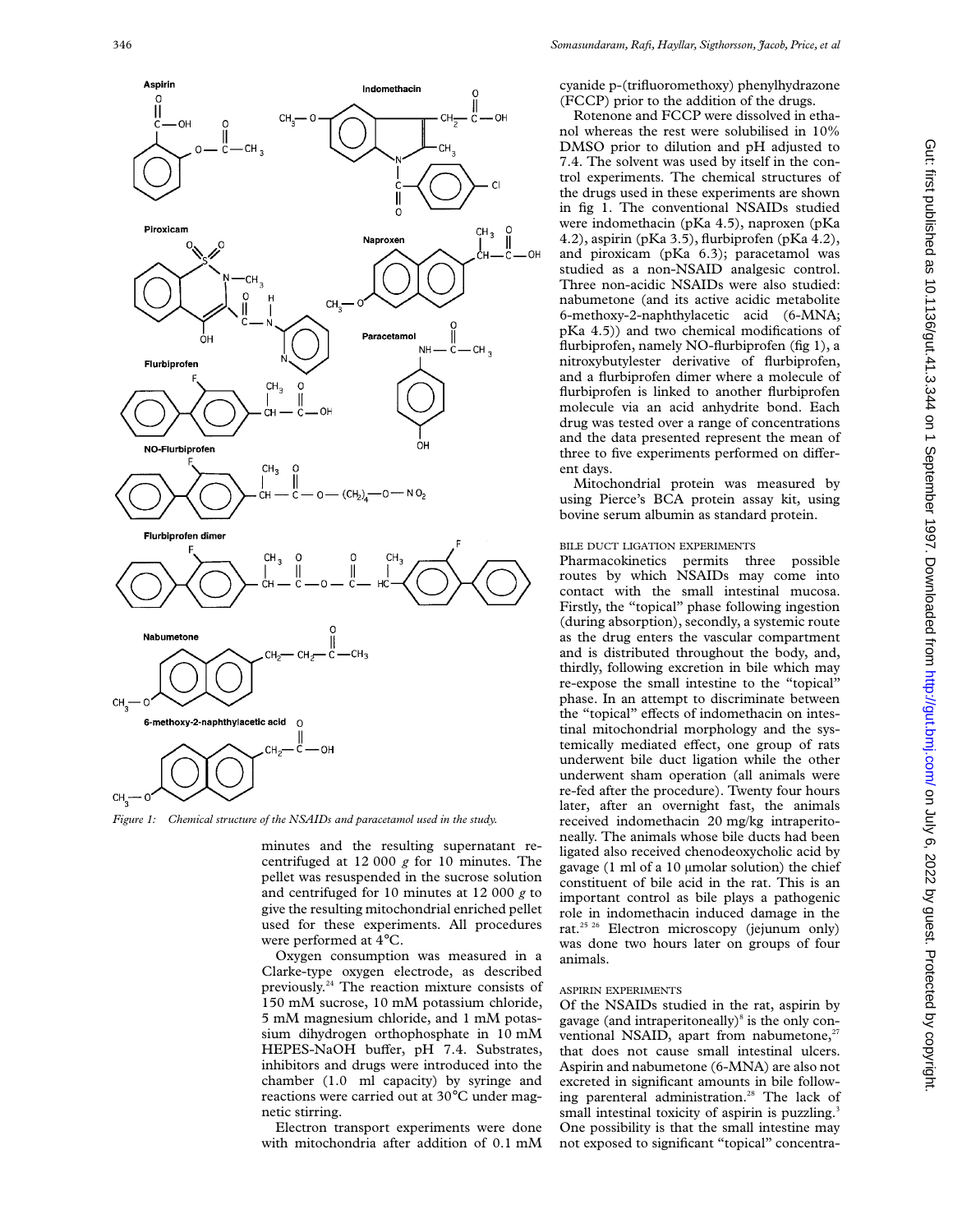*Figure 1: Chemical structure of the NSAIDs and paracetamol used in the study.*

minutes and the resulting supernatant recentrifuged at 12 000 *g* for 10 minutes. The pellet was resuspended in the sucrose solution and centrifuged for 10 minutes at 12 000 *g* to give the resulting mitochondrial enriched pellet used for these experiments. All procedures were performed at 4°C.

Oxygen consumption was measured in a Clarke-type oxygen electrode, as described previously.[24] The reaction mixture consists of 150 mM sucrose, 10 mM potassium chloride, 5 mM magnesium chloride, and 1 mM potassium dihydrogen orthophosphate in 10 mM HEPES-NaOH buffer, pH 7.4. Substrates, inhibitors and drugs were introduced into the chamber (1.0 ml capacity) by syringe and reactions were carried out at 30°C under magnetic stirring.

Electron transport experiments were done with mitochondria after addition of 0.1 mM cyanide p-(trifluoromethoxy) phenylhydrazone (FCCP) prior to the addition of the drugs.

Rotenone and FCCP were dissolved in ethanol whereas the rest were solubilised in 10% DMSO prior to dilution and pH adjusted to 7.4. The solvent was used by itself in the control experiments. The chemical structures of the drugs used in these experiments are shown in fig 1. The conventional NSAIDs studied were indomethacin (pKa 4.5), naproxen (pKa 4.2), aspirin (pKa 3.5), flurbiprofen (pKa 4.2), and piroxicam (pKa 6.3); paracetamol was studied as a non-NSAID analgesic control. Three non-acidic NSAIDs were also studied: nabumetone (and its active acidic metabolite 6-methoxy-2-naphthylacetic acid (6-MNA; pKa 4.5)) and two chemical modifications of flurbiprofen, namely NO-flurbiprofen (fig 1), a nitroxybutylester derivative of flurbiprofen, and a flurbiprofen dimer where a molecule of flurbiprofen is linked to another flurbiprofen molecule via an acid anhydrite bond. Each drug was tested over a range of concentrations and the data presented represent the mean of three to five experiments performed on different days.

Mitochondrial protein was measured by using Pierce's BCA protein assay kit, using bovine serum albumin as standard protein.

### BILE DUCT LIGATION EXPERIMENTS

Pharmacokinetics permits three possible routes by which NSAIDs may come into contact with the small intestinal mucosa. Firstly, the "topical" phase following ingestion (during absorption), secondly, a systemic route as the drug enters the vascular compartment and is distributed throughout the body, and, thirdly, following excretion in bile which may re-expose the small intestine to the "topical" phase. In an attempt to discriminate between the "topical" effects of indomethacin on intestinal mitochondrial morphology and the systemically mediated effect, one group of rats underwent bile duct ligation while the other underwent sham operation (all animals were re-fed after the procedure). Twenty four hours later, after an overnight fast, the animals received indomethacin 20 mg/kg intraperitoneally. The animals whose bile ducts had been ligated also received chenodeoxycholic acid by gavage (1 ml of a 10 µmolar solution) the chief constituent of bile acid in the rat. This is an important control as bile plays a pathogenic role in indomethacin induced damage in the rat.[25 26] Electron microscopy (jejunum only) was done two hours later on groups of four animals.

### ASPIRIN EXPERIMENTS

Of the NSAIDs studied in the rat, aspirin by gavage (and intraperitoneally)[8] is the only conventional NSAID, apart from nabumetone,[27] that does not cause small intestinal ulcers. Aspirin and nabumetone (6-MNA) are also not excreted in significant amounts in bile following parenteral administration.[28] The lack of small intestinal toxicity of aspirin is puzzling.[3] One possibility is that the small intestine may not exposed to significant "topical" concentra-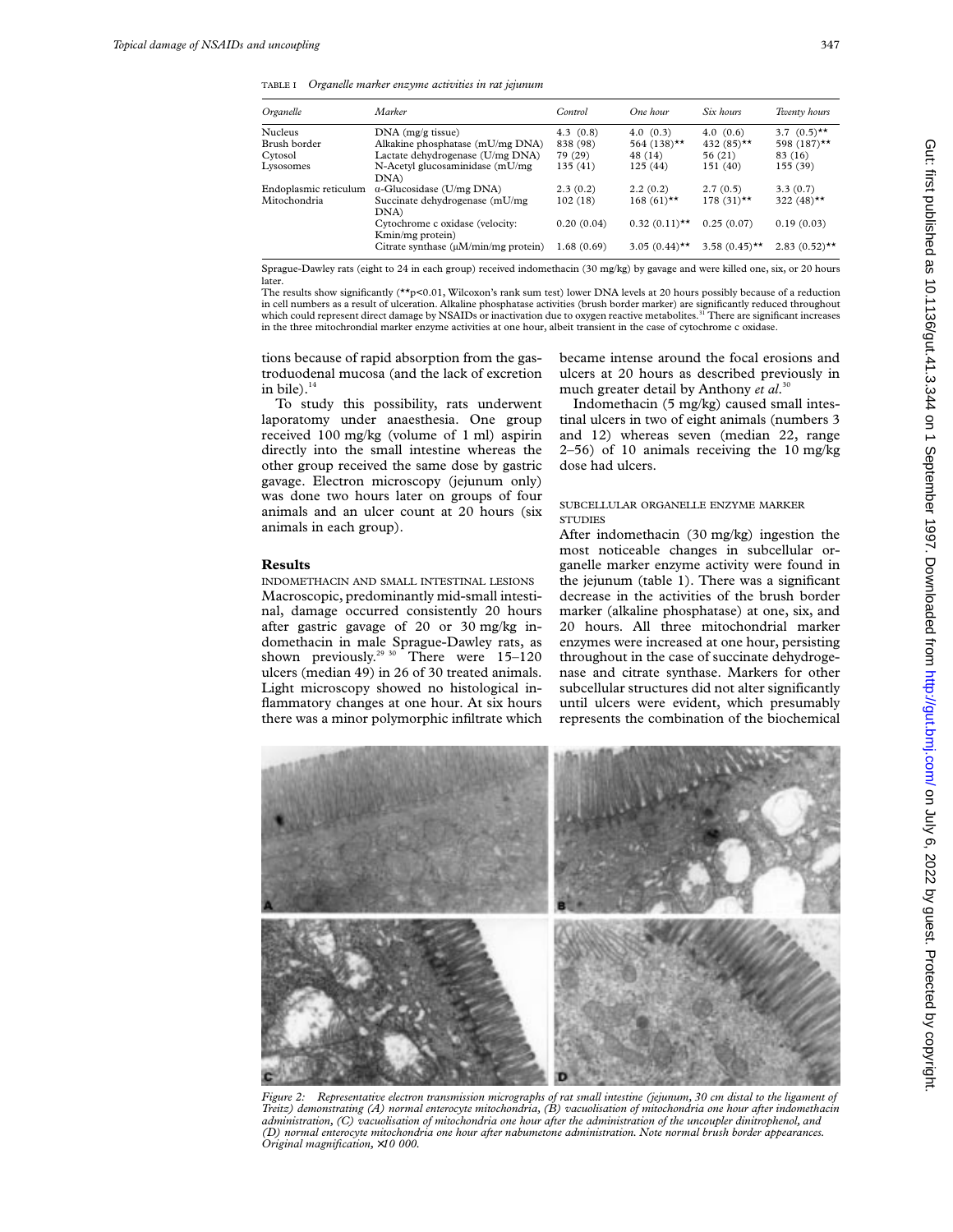TABLE I *Organelle marker enzyme activities in rat jejunum*

| *Organelle* | *Marker* | *Control* | *One hour* | *Six hours* | *Twenty hours* |
|---|---|---|---|---|---|
| Nucleus | DNA (mg/g tissue) | 4.3 (0.8) | 4.0 (0.3) | 4.0 (0.6) | 3.7 (0.5)** |
| Brush border | Alkakine phosphatase (mU/mg DNA) | 838 (98) | 564 (138)** | 432 (85)** | 598 (187)** |
| Cytosol | Lactate dehydrogenase (U/mg DNA) | 79 (29) | 48 (14) | 56 (21) | 83 (16) |
| Lysosomes | N-Acetyl glucosaminidase (mU/mg DNA) | 135 (41) | 125 (44) | 151 (40) | 155 (39) |
| Endoplasmic reticulum | α-Glucosidase (U/mg DNA) | 2.3 (0.2) | 2.2 (0.2) | 2.7 (0.5) | 3.3 (0.7) |
| Mitochondria | Succinate dehydrogenase (mU/mg DNA) | 102 (18) | 168 (61)** | 178 (31)** | 322 (48)** |
| | Cytochrome c oxidase (velocity: Kmin/mg protein) | 0.20 (0.04) | 0.32 (0.11)** | 0.25 (0.07) | 0.19 (0.03) |
| | Citrate synthase (μM/min/mg protein) | 1.68 (0.69) | 3.05 (0.44)** | 3.58 (0.45)** | 2.83 (0.52)** |

Sprague-Dawley rats (eight to 24 in each group) received indomethacin (30 mg/kg) by gavage and were killed one, six, or 20 hours later.
The results show significantly (**$p<0.01$, Wilcoxon's rank sum test) lower DNA levels at 20 hours possibly because of a reduction in cell numbers as a result of ulceration. Alkaline phosphatase activities (brush border marker) are significantly reduced throughout which could represent direct damage by NSAIDs or inactivation due to oxygen reactive metabolites.[31] There are significant increases in the three mitochrondial marker enzyme activities at one hour, albeit transient in the case of cytochrome c oxidase.

tions because of rapid absorption from the gastroduodenal mucosa (and the lack of excretion in bile).[14]

To study this possibility, rats underwent laporatomy under anaesthesia. One group received 100 mg/kg (volume of 1 ml) aspirin directly into the small intestine whereas the other group received the same dose by gastric gavage. Electron microscopy (jejunum only) was done two hours later on groups of four animals and an ulcer count at 20 hours (six animals in each group).

## Results

### INDOMETHACIN AND SMALL INTESTINAL LESIONS

Macroscopic, predominantly mid-small intestinal, damage occurred consistently 20 hours after gastric gavage of 20 or 30 mg/kg indomethacin in male Sprague-Dawley rats, as shown previously.[29 30] There were 15–120 ulcers (median 49) in 26 of 30 treated animals. Light microscopy showed no histological inflammatory changes at one hour. At six hours there was a minor polymorphic infiltrate which became intense around the focal erosions and ulcers at 20 hours as described previously in much greater detail by Anthony *et al*.[30]

Indomethacin (5 mg/kg) caused small intestinal ulcers in two of eight animals (numbers 3 and 12) whereas seven (median 22, range 2–56) of 10 animals receiving the 10 mg/kg dose had ulcers.

### SUBCELLULAR ORGANELLE ENZYME MARKER STUDIES

After indomethacin (30 mg/kg) ingestion the most noticeable changes in subcellular organelle marker enzyme activity were found in the jejunum (table 1). There was a significant decrease in the activities of the brush border marker (alkaline phosphatase) at one, six, and 20 hours. All three mitochondrial marker enzymes were increased at one hour, persisting throughout in the case of succinate dehydrogenase and citrate synthase. Markers for other subcellular structures did not alter significantly until ulcers were evident, which presumably represents the combination of the biochemical

*Figure 2: Representative electron transmission micrographs of rat small intestine (jejunum, 30 cm distal to the ligament of Treitz) demonstrating (A) normal enterocyte mitochondria, (B) vacuolisation of mitochondria one hour after indomethacin administration, (C) vacuolisation of mitochondria one hour after the administration of the uncoupler dinitrophenol, and (D) normal enterocyte mitochondria one hour after nabumetone administration. Note normal brush border appearances. Original magnification, ×10 000.*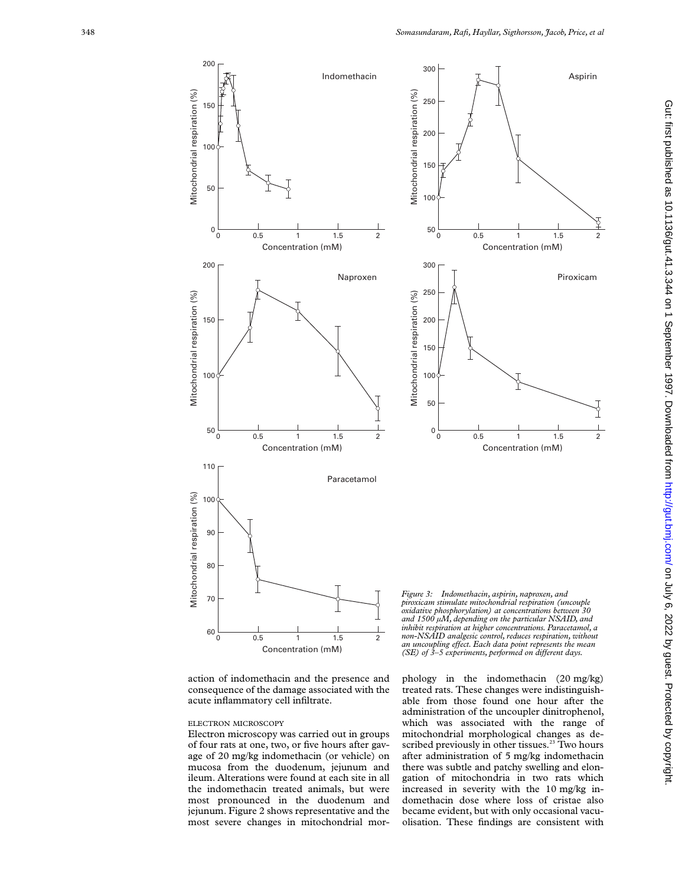Figure 3: *Indomethacin, aspirin, naproxen, and piroxicam stimulate mitochondrial respiration (uncouple oxidative phosphorylation) at concentrations between 30 and 1500 μM, depending on the particular NSAID, and inhibit respiration at higher concentrations. Paracetamol, a non-NSAID analgesic control, reduces respiration, without an uncoupling effect. Each data point represents the mean (SE) of 3–5 experiments, performed on different days.*

action of indomethacin and the presence and consequence of the damage associated with the acute inflammatory cell infiltrate.

### ELECTRON MICROSCOPY

Electron microscopy was carried out in groups of four rats at one, two, or five hours after gavage of 20 mg/kg indomethacin (or vehicle) on mucosa from the duodenum, jejunum and ileum. Alterations were found at each site in all the indomethacin treated animals, but were most pronounced in the duodenum and jejunum. Figure 2 shows representative and the most severe changes in mitochondrial morphology in the indomethacin (20 mg/kg) treated rats. These changes were indistinguishable from those found one hour after the administration of the uncoupler dinitrophenol, which was associated with the range of mitochondrial morphological changes as described previously in other tissues.[23] Two hours after administration of 5 mg/kg indomethacin there was subtle and patchy swelling and elongation of mitochondria in two rats which increased in severity with the 10 mg/kg indomethacin dose where loss of cristae also became evident, but with only occasional vacuolisation. These findings are consistent with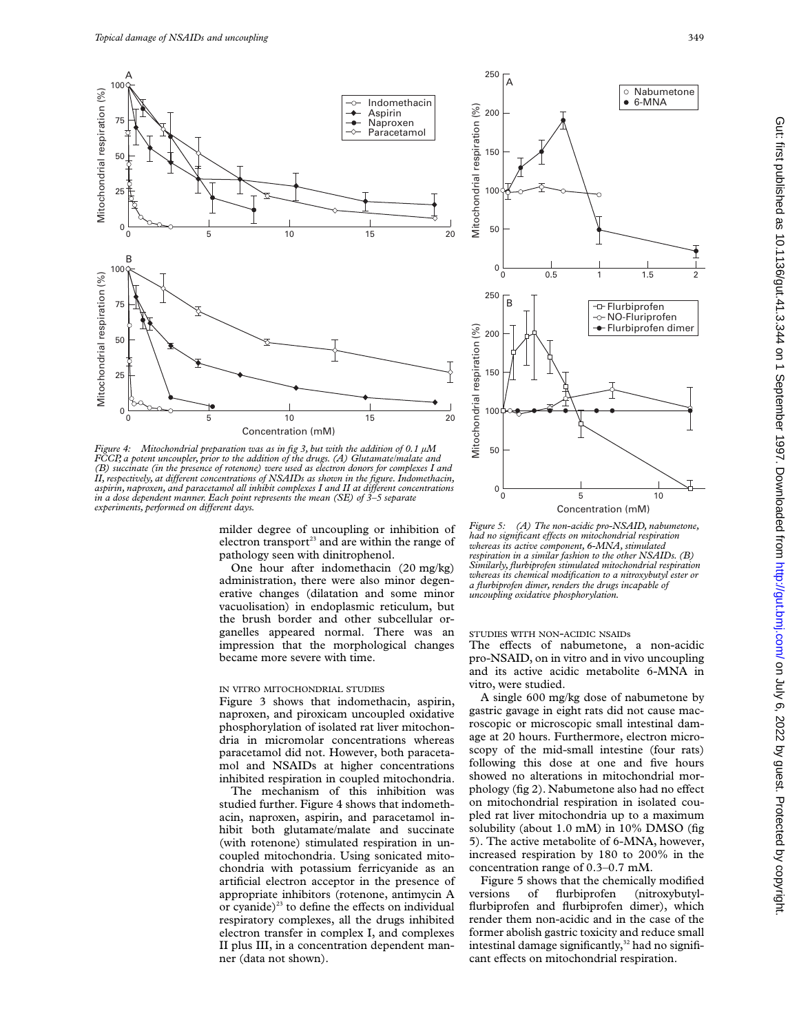*Figure 4: Mitochondrial preparation was as in fig 3, but with the addition of 0.1 µM FCCP, a potent uncoupler, prior to the addition of the drugs. (A) Glutamate/malate and (B) succinate (in the presence of rotenone) were used as electron donors for complexes I and II, respectively, at different concentrations of NSAIDs as shown in the figure. Indomethacin, aspirin, naproxen, and paracetamol all inhibit complexes I and II at different concentrations in a dose dependent manner. Each point represents the mean (SE) of 3–5 separate experiments, performed on different days.*

milder degree of uncoupling or inhibition of electron transport[23] and are within the range of pathology seen with dinitrophenol.

One hour after indomethacin (20 mg/kg) administration, there were also minor degenerative changes (dilatation and some minor vacuolisation) in endoplasmic reticulum, but the brush border and other subcellular organelles appeared normal. There was an impression that the morphological changes became more severe with time.

### IN VITRO MITOCHONDRIAL STUDIES

Figure 3 shows that indomethacin, aspirin, naproxen, and piroxicam uncoupled oxidative phosphorylation of isolated rat liver mitochondria in micromolar concentrations whereas paracetamol did not. However, both paracetamol and NSAIDs at higher concentrations inhibited respiration in coupled mitochondria.

The mechanism of this inhibition was studied further. Figure 4 shows that indomethacin, naproxen, aspirin, and paracetamol inhibit both glutamate/malate and succinate (with rotenone) stimulated respiration in uncoupled mitochondria. Using sonicated mitochondria with potassium ferricyanide as an artificial electron acceptor in the presence of appropriate inhibitors (rotenone, antimycin A or cyanide)[23] to define the effects on individual respiratory complexes, all the drugs inhibited electron transfer in complex I, and complexes II plus III, in a concentration dependent manner (data not shown).

*Figure 5: (A) The non-acidic pro-NSAID, nabumetone, had no significant effects on mitochondrial respiration whereas its active component, 6-MNA, stimulated respiration in a similar fashion to the other NSAIDs. (B) Similarly, flurbiprofen stimulated mitochondrial respiration whereas its chemical modification to a nitroxybutyl ester or a flurbiprofen dimer, renders the drugs incapable of uncoupling oxidative phosphorylation.*

### STUDIES WITH NON-ACIDIC NSAIDs

The effects of nabumetone, a non-acidic pro-NSAID, on in vitro and in vivo uncoupling and its active acidic metabolite 6-MNA in vitro, were studied.

A single 600 mg/kg dose of nabumetone by gastric gavage in eight rats did not cause macroscopic or microscopic small intestinal damage at 20 hours. Furthermore, electron microscopy of the mid-small intestine (four rats) following this dose at one and five hours showed no alterations in mitochondrial morphology (fig 2). Nabumetone also had no effect on mitochondrial respiration in isolated coupled rat liver mitochondria up to a maximum solubility (about 1.0 mM) in 10% DMSO (fig 5). The active metabolite of 6-MNA, however, increased respiration by 180 to 200% in the concentration range of 0.3–0.7 mM.

Figure 5 shows that the chemically modified versions of flurbiprofen (nitroxybutyl-flurbiprofen and flurbiprofen dimer), which render them non-acidic and in the case of the former abolish gastric toxicity and reduce small intestinal damage significantly,[32] had no significant effects on mitochondrial respiration.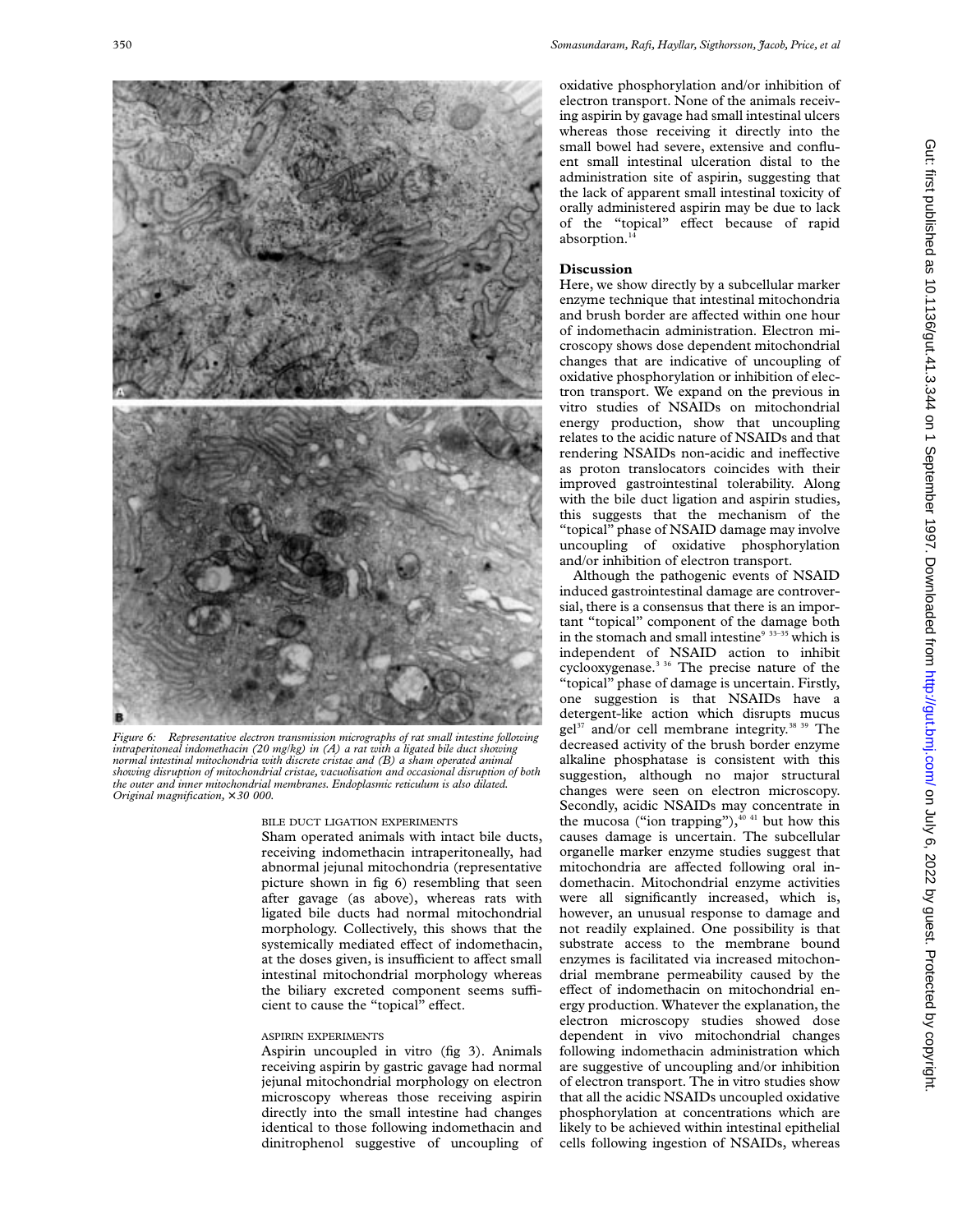Figure 6: *Representative electron transmission micrographs of rat small intestine following intraperitoneal indomethacin (20 mg/kg) in (A) a rat with a ligated bile duct showing normal intestinal mitochondria with discrete cristae and (B) a sham operated animal showing disruption of mitochondrial cristae, vacuolisation and occasional disruption of both the outer and inner mitochondrial membranes. Endoplasmic reticulum is also dilated. Original magnification, ×30 000.*

### BILE DUCT LIGATION EXPERIMENTS

Sham operated animals with intact bile ducts, receiving indomethacin intraperitoneally, had abnormal jejunal mitochondria (representative picture shown in fig 6) resembling that seen after gavage (as above), whereas rats with ligated bile ducts had normal mitochondrial morphology. Collectively, this shows that the systemically mediated effect of indomethacin, at the doses given, is insufficient to affect small intestinal mitochondrial morphology whereas the biliary excreted component seems sufficient to cause the "topical" effect.

### ASPIRIN EXPERIMENTS

Aspirin uncoupled in vitro (fig 3). Animals receiving aspirin by gastric gavage had normal jejunal mitochondrial morphology on electron microscopy whereas those receiving aspirin directly into the small intestine had changes identical to those following indomethacin and dinitrophenol suggestive of uncoupling of oxidative phosphorylation and/or inhibition of electron transport. None of the animals receiving aspirin by gavage had small intestinal ulcers whereas those receiving it directly into the small bowel had severe, extensive and confluent small intestinal ulceration distal to the administration site of aspirin, suggesting that the lack of apparent small intestinal toxicity of orally administered aspirin may be due to lack of the "topical" effect because of rapid absorption.[14]

## Discussion

Here, we show directly by a subcellular marker enzyme technique that intestinal mitochondria and brush border are affected within one hour of indomethacin administration. Electron microscopy shows dose dependent mitochondrial changes that are indicative of uncoupling of oxidative phosphorylation or inhibition of electron transport. We expand on the previous in vitro studies of NSAIDs on mitochondrial energy production, show that uncoupling relates to the acidic nature of NSAIDs and that rendering NSAIDs non-acidic and ineffective as proton translocators coincides with their improved gastrointestinal tolerability. Along with the bile duct ligation and aspirin studies, this suggests that the mechanism of the "topical" phase of NSAID damage may involve uncoupling of oxidative phosphorylation and/or inhibition of electron transport.

Although the pathogenic events of NSAID induced gastrointestinal damage are controversial, there is a consensus that there is an important "topical" component of the damage both in the stomach and small intestine[9 33–35] which is independent of NSAID action to inhibit cyclooxygenase.[3 36] The precise nature of the "topical" phase of damage is uncertain. Firstly, one suggestion is that NSAIDs have a detergent-like action which disrupts mucus gel[37] and/or cell membrane integrity.[38 39] The decreased activity of the brush border enzyme alkaline phosphatase is consistent with this suggestion, although no major structural changes were seen on electron microscopy. Secondly, acidic NSAIDs may concentrate in the mucosa ("ion trapping"),[40 41] but how this causes damage is uncertain. The subcellular organelle marker enzyme studies suggest that mitochondria are affected following oral indomethacin. Mitochondrial enzyme activities were all significantly increased, which is, however, an unusual response to damage and not readily explained. One possibility is that substrate access to the membrane bound enzymes is facilitated via increased mitochondrial membrane permeability caused by the effect of indomethacin on mitochondrial energy production. Whatever the explanation, the electron microscopy studies showed dose dependent in vivo mitochondrial changes following indomethacin administration which are suggestive of uncoupling and/or inhibition of electron transport. The in vitro studies show that all the acidic NSAIDs uncoupled oxidative phosphorylation at concentrations which are likely to be achieved within intestinal epithelial cells following ingestion of NSAIDs, whereas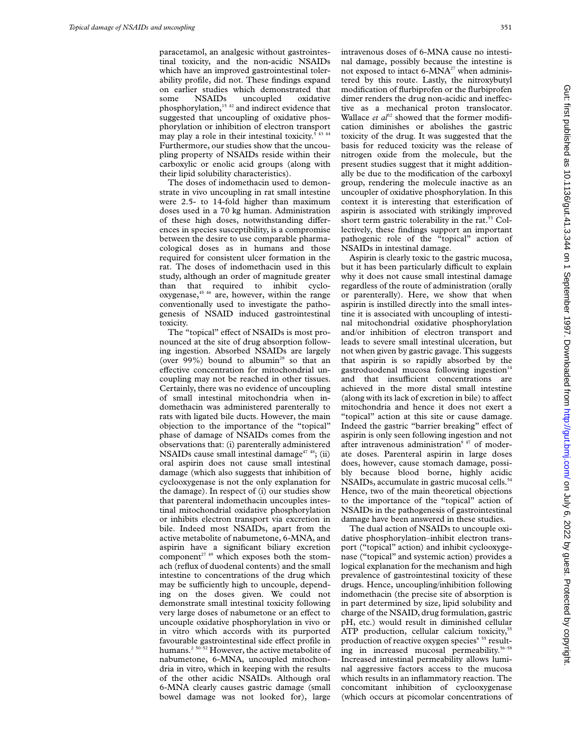paracetamol, an analgesic without gastrointestinal toxicity, and the non-acidic NSAIDs which have an improved gastrointestinal tolerability profile, did not. These findings expand on earlier studies which demonstrated that some NSAIDs uncoupled oxidative phosphorylation,[15 42] and indirect evidence that suggested that uncoupling of oxidative phosphorylation or inhibition of electron transport may play a role in their intestinal toxicity.[5 43 44] Furthermore, our studies show that the uncoupling property of NSAIDs reside within their carboxylic or enolic acid groups (along with their lipid solubility characteristics).

The doses of indomethacin used to demonstrate in vivo uncoupling in rat small intestine were 2.5- to 14-fold higher than maximum doses used in a 70 kg human. Administration of these high doses, notwithstanding differences in species susceptibility, is a compromise between the desire to use comparable pharmacological doses as in humans and those required for consistent ulcer formation in the rat. The doses of indomethacin used in this study, although an order of magnitude greater than that required to inhibit cyclooxygenase,[45 46] are, however, within the range conventionally used to investigate the pathogenesis of NSAID induced gastrointestinal toxicity.

The "topical" effect of NSAIDs is most pronounced at the site of drug absorption following ingestion. Absorbed NSAIDs are largely (over 99%) bound to albumin[28] so that an effective concentration for mitochondrial uncoupling may not be reached in other tissues. Certainly, there was no evidence of uncoupling of small intestinal mitochondria when indomethacin was administered parenterally to rats with ligated bile ducts. However, the main objection to the importance of the "topical" phase of damage of NSAIDs comes from the observations that: (i) parenterally administered NSAIDs cause small intestinal damage[47 48]; (ii) oral aspirin does not cause small intestinal damage (which also suggests that inhibition of cyclooxygenase is not the only explanation for the damage). In respect of (i) our studies show that parenteral indomethacin uncouples intestinal mitochondrial oxidative phosphorylation or inhibits electron transport via excretion in bile. Indeed most NSAIDs, apart from the active metabolite of nabumetone, 6-MNA, and aspirin have a significant biliary excretion component[27 49] which exposes both the stomach (reflux of duodenal contents) and the small intestine to concentrations of the drug which may be sufficiently high to uncouple, depending on the doses given. We could not demonstrate small intestinal toxicity following very large doses of nabumetone or an effect to uncouple oxidative phosphorylation in vivo or in vitro which accords with its purported favourable gastrointestinal side effect profile in humans.[2 50–52] However, the active metabolite of nabumetone, 6-MNA, uncoupled mitochondria in vitro, which in keeping with the results of the other acidic NSAIDs. Although oral 6-MNA clearly causes gastric damage (small bowel damage was not looked for), large intravenous doses of 6-MNA cause no intestinal damage, possibly because the intestine is not exposed to intact 6-MNA[27] when administered by this route. Lastly, the nitroxybutyl modification of flurbiprofen or the flurbiprofen dimer renders the drug non-acidic and ineffective as a mechanical proton translocator. Wallace *et al*[32] showed that the former modification diminishes or abolishes the gastric toxicity of the drug. It was suggested that the basis for reduced toxicity was the release of nitrogen oxide from the molecule, but the present studies suggest that it might additionally be due to the modification of the carboxyl group, rendering the molecule inactive as an uncoupler of oxidative phosphorylation. In this context it is interesting that esterification of aspirin is associated with strikingly improved short term gastric tolerability in the rat.[53] Collectively, these findings support an important pathogenic role of the "topical" action of NSAIDs in intestinal damage.

Aspirin is clearly toxic to the gastric mucosa, but it has been particularly difficult to explain why it does not cause small intestinal damage regardless of the route of administration (orally or parenterally). Here, we show that when aspirin is instilled directly into the small intestine it is associated with uncoupling of intestinal mitochondrial oxidative phosphorylation and/or inhibition of electron transport and leads to severe small intestinal ulceration, but not when given by gastric gavage. This suggests that aspirin is so rapidly absorbed by the gastroduodenal mucosa following ingestion[14] and that insufficient concentrations are achieved in the more distal small intestine (along with its lack of excretion in bile) to affect mitochondria and hence it does not exert a "topical" action at this site or cause damage. Indeed the gastric "barrier breaking" effect of aspirin is only seen following ingestion and not after intravenous administration[9 47] of moderate doses. Parenteral aspirin in large doses does, however, cause stomach damage, possibly because blood borne, highly acidic NSAIDs, accumulate in gastric mucosal cells.[54] Hence, two of the main theoretical objections to the importance of the "topical" action of NSAIDs in the pathogenesis of gastrointestinal damage have been answered in these studies.

The dual action of NSAIDs to uncouple oxidative phosphorylation–inhibit electron transport ("topical" action) and inhibit cyclooxygenase ("topical" and systemic action) provides a logical explanation for the mechanism and high prevalence of gastrointestinal toxicity of these drugs. Hence, uncoupling/inhibition following indomethacin (the precise site of absorption is in part determined by size, lipid solubility and charge of the NSAID, drug formulation, gastric pH, etc.) would result in diminished cellular ATP production, cellular calcium toxicity,[55] production of reactive oxygen species[6 55] resulting in increased mucosal permeability.[56–58] Increased intestinal permeability allows luminal aggressive factors access to the mucosa which results in an inflammatory reaction. The concomitant inhibition of cyclooxygenase (which occurs at picomolar concentrations of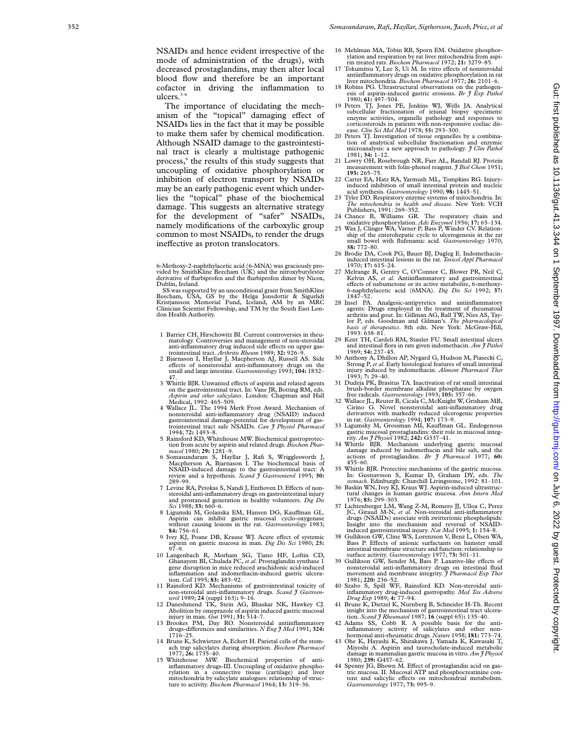NSAIDs and hence evident irrespective of the mode of administration of the drugs), with decreased prostaglandins, may then alter local blood flow and therefore be an important cofactor in driving the inflammation to ulcers.[3–6]

The importance of elucidating the mechanism of the "topical" damaging effect of NSAIDs lies in the fact that it may be possible to make them safer by chemical modification. Although NSAID damage to the gastrointestinal tract is clearly a multistage pathogenic process,[6] the results of this study suggests that uncoupling of oxidative phosphorylation or inhibition of electron transport by NSAIDs may be an early pathogenic event which underlies the "topical" phase of the biochemical damage. This suggests an alternative strategy for the development of "safer" NSAIDs, namely modifications of the carboxylic group common to most NSAIDs, to render the drugs ineffective as proton translocators.

6-Methoxy-2-naphthylacetic acid (6-MNA) was graciously provided by SmithKline Beecham (UK) and the nitroxybutylester derivative of flurbiprofen and the flurbiprofen dimer by Nicox, Dublin, Ireland.

SS was supported by an unconditional grant from SmithKline Beecham, USA, GS by the Helga Jonsdottir & Sigurlidi Kristjansson Memorial Fund, Iceland, AM by an MRC Clinician Scientist Fellowship, and TM by the South East London Health Authority.

1. Barrier CH, Hirschowitz BI. Current controversies in rheumatology. Controversies and management of non-steroidal anti-inflammatory drug induced side effects on upper gastrointestinal tract. *Arthritis Rheum* 1989; **32:** 926–9.
2. Bjarnason I, Hayllar J, Macpherson AJ, Russell AS. Side effects of nonsteroidal anti-inflammatory drugs on the small and large intestine. *Gastroenterology* 1993; **104:** 1832–47.
3. Whittle BJR. Unwanted effects of aspirin and related agents on the gastrointestinal tract. In: Vane JR, Botting RM, eds. *Aspirin and other salicylates*. London: Chapman and Hall Medical, 1992: 465–509.
4. Wallace JL. The 1994 Merk Frost Award. Mechanism of nonsteroidal anti-inflammatory drug (NSAID) induced gastrointestinal damage-potential for development of gastrointestinal tract safe NSAIDs. *Can J Physiol Pharmacol* 1994; **72:** 1493–8.
5. Rainsford KD, Whitehouse MW. Biochemical gastroprotection from acute by aspirin and related drugs. *Biochem Pharmacol* 1980; **29:** 1281–9.
6. Somasundaram S, Hayllar J, Rafi S, Wrigglesworth J, Macpherson A, Bjarnason I. The biochemical basis of NSAID-induced damage to the gastrointestinal tract: A review and a hypothesis. *Scand J Gastroenterol* 1995; **30:** 289–99.
7. Levine RA, Petokas S, Nandi J, Enthoven D. Effects of nonsteroidal anti-inflammatory drugs on gastrointestinal injury and prostanoid generation in healthy volunteers. *Dig Dis Sci* 1988; **33:** 660–6.
8. Ligumski M, Golanska EM, Hansen DG, Kauffman GL. Aspirin can inhibit gastric mucosal cyclo-oxygenase without causing lesions in the rat. *Gastroenterology* 1983; **84:** 756–61.
9. Ivey KJ, Poane DB, Krause WJ. Acute effect of systemic aspirin on gastric mucosa in man. *Dig Dis Sci* 1980; **25:** 97–9.
10. Langenbach R, Morham SG, Tiano HF, Loftin CD, Ghanayem BI, Chulada PC, *et al*. Prostaglandin synthase 1 gene disruption in mice reduced arachidonic acid-induced inflammation and indomethacin-induced gastric ulceration. *Cell* 1995; **83:** 483–92.
11. Rainsford KD. Mechanisms of gastrointestinal toxicity of non-steroidal anti-inflammatory drugs. *Scand J Gastroenterol* 1989; **24** (suppl 163)**:** 9–16.
12. Daneshmend TK, Stein AG, Bhaskar NK, Hawkey CJ. Abolition by omeprazole of aspirin induced gastric mucosal injury in man. *Gut* 1991; **31:** 514–7.
13. Brookes PM, Day RO. Nonsteroidal antiinflammatory drugs-differences and similarities. *N Eng J Med* 1991; **324:** 1716–25.
14. Brune K, Schwietzer A, Eckert H. Parietal cells of the stomach trap salicylates during absorption. *Biochem Pharmacol* 1977; **26:** 1735–40.
15. Whitehouse MW. Biochemical properties of anti-inflammatory drugs-III. Uncoupling of oxidative phosphorylation in a connective tissue (cartilage) and liver mitochondria by salicylate analogues: relationship of structure to activity. *Biochem Pharmacol* 1964; **13:** 319–36.
16. Mehlman MA, Tobin RB, Sporn EM. Oxidative phosphorylation and respiration by rat liver mitochondria from aspirin treated rats. *Biochem Pharmacol* 1972; **21:** 3279–85.
17. Tokumitsu Y, Lee S, Ui M. In vitro effects of nonsteroidal antiinflammatory drugs on oxidative phosphorylation in rat liver mitochondria. *Biochem Pharmacol* 1977; **26:** 2101–6.
18. Robins PG. Ultrastructural observations on the pathogenesis of aspirin-induced gastric erosions. *Br J Exp Pathol* 1980; **61:** 497–504.
19. Peters TJ, Jones PE, Jenkins WJ, Wells JA. Analytical subcellular fractionation of jejunal biopsy specimens: enzyme activities, organelle pathology and responses to corticosteroids in patients with non-responsive coeliac disease. *Clin Sci Mol Med* 1978; **55:** 293–300.
20. Peters TJ. Investigation of tissue organelles by a combination of analytical subcellular fractionation and enzymic microanalysis: a new approach to pathology. *J Clin Pathol* 1981; **34:** 1–12.
21. Lowry OH, Rosebrough NR, Farr AL, Randall RJ. Protein measurement with folin-phenol reagent. *J Biol Chem* 1951; **193:** 265–75.
22. Carter EA, Hatz RA, Yarmush ML, Tompkins RG. Injury-induced inhibition of small intestinal protein and nucleic acid synthesis. *Gastroenterology* 1990; **98:** 1445–51.
23. Tyler DD. Respiratory enzyme systems of mitochondria. In: *The mitochondria in health and disease*. New York: VCH Publishers, 1991: 269–352.
24. Chance B, Williams GR. The respiratory chain and oxidative phosphorylation. *Adv Enzymol* 1956; **17:** 65–134.
25. Wax J, Clinger WA, Varner P, Bass P, Winder CV. Relationship of the enterohepatic cycle to ulcerogenesis in the rat small bowel with flufenamic acid. *Gastroenterology* 1970; **58:** 772–80.
26. Brodie DA, Cook PG, Bauer BJ, Dagleg E. Indomethacin-induced intestinal lesions in the rat. *Toxicol Appl Pharmacol* 1970; **17:** 615–24.
27. Melrange R, Gentry C, O'Connor C, Blower PR, Neil C, Kelvin AS, *et al*. Antiinflammatory and gastrointestinal effects of nabumetone or its active metabolite, 6-methoxy-6-naphthylacetic acid (6MNA). *Dig Dis Sci* 1992; **37:** 1847–52.
28. Insel PA. Analgesic-antipyretics and antiinflammatory agents: Drugs employed in the treatment of rheumatoid arthritis and gout. In: Gillman AG, Rall TW, Nies AS, Taylor P, eds. Goodman and Gilman's. *The pharmacological basis of therapeutics*. 8th edn. New York: McGraw-Hill, 1993: 638–81.
29. Kent TH, Cardeli RM, Stanler FU. Small intestinal ulcers and intestinal flora in rats given indomethacin. *Am J Pathol* 1969; **54:** 237–45.
30. Anthony A, Dhillon AP, Nygard G, Hudson M, Piasecki C, Strong P, *et al*. Early histological features of small intestinal injury induced by indomethacin. *Aliment Pharmacol Ther* 1993; **7:** 29–40.
31. Dudeja PK, Brasitus TA. Inactivation of rat small intestinal brush-border membrane alkaline phosphatase by oxygen free radicals. *Gastroenterology* 1993; **105:** 357–66.
32. Wallace JL, Reuter B, Cicala C, McKnight W, Grisham MB, Cirino G. Novel nonsteroidal anti-inflammatory drug derivatives with markedly reduced ulcerogenic properties in rat. *Gastroenterology* 1994; **107:** 173–9.
33. Ligumsky M, Grossman MI, Kauffman GL. Endogenous gastric mucosal prostaglandins: their role in mucosal integrity. *Am J Physiol* 1982; **242:** G337–41.
34. Whittle BJR. Mechanism underlying gastric mucosal damage induced by indomethacin and bile salt, and the actions of prostaglandins. *Br J Pharmacol* 1977; **60:** 455–60.
35. Whittle BJR. Protective mechanisms of the gastric mucosa. In: Gustsavsson S, Kumar D, Graham DY, eds. *The stomach*. Edinburgh: Churchill Livingstone, 1992: 81–101.
36. Baskin WN, Ivey KJ, Kraus WJ. Aspirin-induced ultrastructural changes in human gastric mucosa. *Ann Intern Med* 1976; **85:** 299–303.
37. Lichtenberger LM, Wang Z-M, Romero JJ, Ulloa C, Perez JC, Giraud M-N, *et al*. Non-steroidal anti-inflammatory drugs (NSAIDs) associate with zwitterionic phospholipids: Insight into the mechanism and reversal of NSAID-induced gastrointestinal injury. *Nat Med* 1995; **1:** 154–8.
38. Gullikson GW, Cline WS, Lorenzson V, Benz L, Olsen WA, Bass P. Effects of anionic surfactants on hamster small intestinal membrane structure and function: relationship to surface activity. *Gastroenterology* 1977; **73:** 501–11.
39. Gullikson GW, Sender M, Bass P. Laxative-like effects of nonsteroidal anti-inflammatory drugs on intestinal fluid movement and membrane integrity. *J Pharmacol Exp Ther* 1981; **220:** 236–52.
40. Szabo S, Spill WF, Rainsford KD. Non-steroidal anti-inflammatory drug-induced gastropathy. *Med Tox Adverse Drug Exp* 1989; **4:** 77–94.
41. Brune K, Dietzel K, Nurnberg B, Schneider H-Th. Recent insight into the mechanism of gastrointestinal tract ulceration. *Scand J Rheumatol* 1987; **16** (suppl 65)**:** 135–40.
42. Adams SS, Cobb R. A possible basis for the anti-inflammatory activity of salicylates and other non-hormonal anti-rheumatic drugs. *Nature* 1958; **181:** 773–74.
43. Ohe K, Hayashi K, Shirakawa J, Yamada K, Kawasaki T, Miyoshi A. Aspirin and taurocholate-induced metabolic damage in mammalian gastric mucosa in vitro. *Am J Physiol* 1980; **239:** G457–62.
44. Spenny JG, Bhown M. Effect of prostaglandin acid on gastric mucosa. II. Mucosal ATP and phosphocreatinine content and salicylic effects on mitochondrial metabolism. *Gastroenterology* 1977; **73:** 995–9.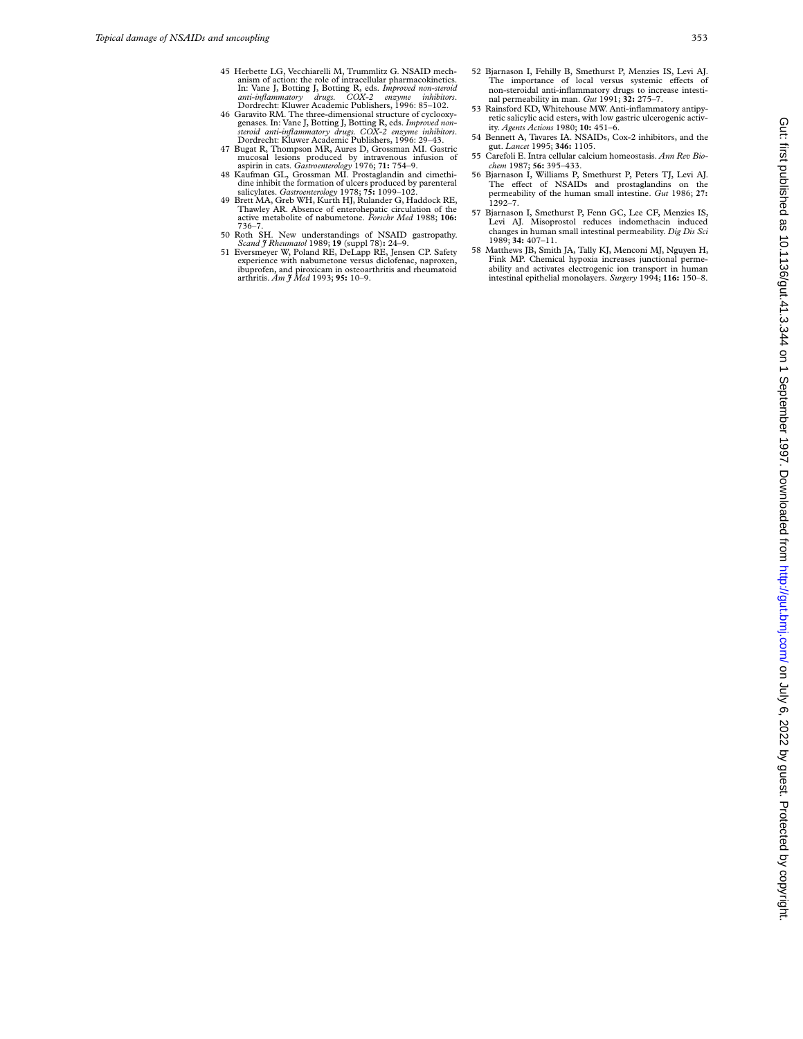45 Herbette LG, Vecchiarelli M, Trummlitz G. NSAID mechanism of action: the role of intracellular pharmacokinetics. In: Vane J, Botting J, Botting R, eds. *Improved non-steroid anti-inflammatory drugs. COX-2 enzyme inhibitors*. Dordrecht: Kluwer Academic Publishers, 1996: 85–102.

46 Garavito RM. The three-dimensional structure of cyclooxygenases. In: Vane J, Botting J, Botting R, eds. *Improved non-steroid anti-inflammatory drugs. COX-2 enzyme inhibitors*. Dordrecht: Kluwer Academic Publishers, 1996: 29–43.

47 Bugat R, Thompson MR, Aures D, Grossman MI. Gastric mucosal lesions produced by intravenous infusion of aspirin in cats. *Gastroenterology* 1976; **71:** 754–9.

48 Kaufman GL, Grossman MI. Prostaglandin and cimethidine inhibit the formation of ulcers produced by parenteral salicylates. *Gastroenterology* 1978; **75:** 1099–102.

49 Brett MA, Greb WH, Kurth HJ, Rulander G, Haddock RE, Thawley AR. Absence of enterohepatic circulation of the active metabolite of nabumetone. *Forschr Med* 1988; **106:** 736–7.

50 Roth SH. New understandings of NSAID gastropathy. *Scand J Rheumatol* 1989; **19** (suppl 78)**:** 24–9.

51 Eversmeyer W, Poland RE, DeLapp RE, Jensen CP. Safety experience with nabumetone versus diclofenac, naproxen, ibuprofen, and piroxicam in osteoarthritis and rheumatoid arthritis. *Am J Med* 1993; **95:** 10–9.

52 Bjarnason I, Fehilly B, Smethurst P, Menzies IS, Levi AJ. The importance of local versus systemic effects of non-steroidal anti-inflammatory drugs to increase intestinal permeability in man. *Gut* 1991; **32:** 275–7.

53 Rainsford KD, Whitehouse MW. Anti-inflammatory antipyretic salicylic acid esters, with low gastric ulcerogenic activity. *Agents Actions* 1980; **10:** 451–6.

54 Bennett A, Tavares IA. NSAIDs, Cox-2 inhibitors, and the gut. *Lancet* 1995; **346:** 1105.

55 Carefoli E. Intra cellular calcium homeostasis. *Ann Rev Biochem* 1987; **56:** 395–433.

56 Bjarnason I, Williams P, Smethurst P, Peters TJ, Levi AJ. The effect of NSAIDs and prostaglandins on the permeability of the human small intestine. *Gut* 1986; **27:** 1292–7.

57 Bjarnason I, Smethurst P, Fenn GC, Lee CF, Menzies IS, Levi AJ. Misoprostol reduces indomethacin induced changes in human small intestinal permeability. *Dig Dis Sci* 1989; **34:** 407–11.

58 Matthews JB, Smith JA, Tally KJ, Menconi MJ, Nguyen H, Fink MP. Chemical hypoxia increases junctional permeability and activates electrogenic ion transport in human intestinal epithelial monolayers. *Surgery* 1994; **116:** 150–8.